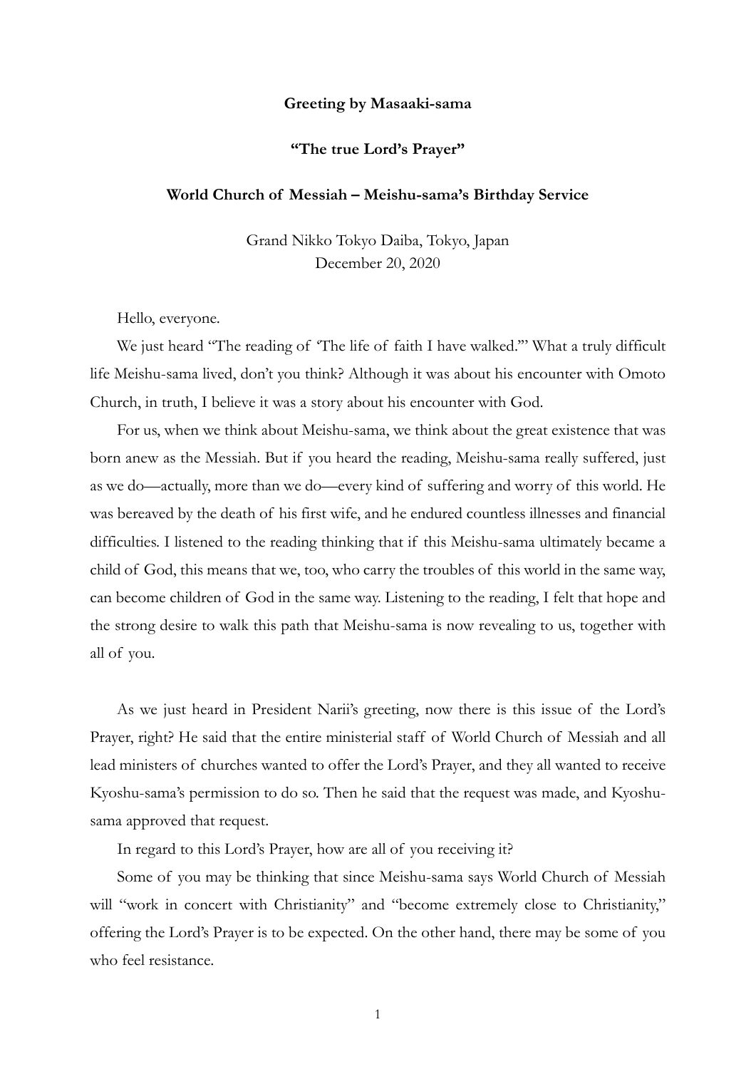**Greeting by Masaaki-sama**

**"The true Lord's Prayer"**

**World Church of Messiah – Meishu-sama's Birthday Service**

Grand Nikko Tokyo Daiba, Tokyo, Japan
December 20, 2020

Hello, everyone.

We just heard "The reading of 'The life of faith I have walked.'" What a truly difficult life Meishu-sama lived, don't you think? Although it was about his encounter with Omoto Church, in truth, I believe it was a story about his encounter with God.

For us, when we think about Meishu-sama, we think about the great existence that was born anew as the Messiah. But if you heard the reading, Meishu-sama really suffered, just as we do—actually, more than we do—every kind of suffering and worry of this world. He was bereaved by the death of his first wife, and he endured countless illnesses and financial difficulties. I listened to the reading thinking that if this Meishu-sama ultimately became a child of God, this means that we, too, who carry the troubles of this world in the same way, can become children of God in the same way. Listening to the reading, I felt that hope and the strong desire to walk this path that Meishu-sama is now revealing to us, together with all of you.

As we just heard in President Narii's greeting, now there is this issue of the Lord's Prayer, right? He said that the entire ministerial staff of World Church of Messiah and all lead ministers of churches wanted to offer the Lord's Prayer, and they all wanted to receive Kyoshu-sama's permission to do so. Then he said that the request was made, and Kyoshu-sama approved that request.

In regard to this Lord's Prayer, how are all of you receiving it?

Some of you may be thinking that since Meishu-sama says World Church of Messiah will "work in concert with Christianity" and "become extremely close to Christianity," offering the Lord's Prayer is to be expected. On the other hand, there may be some of you who feel resistance.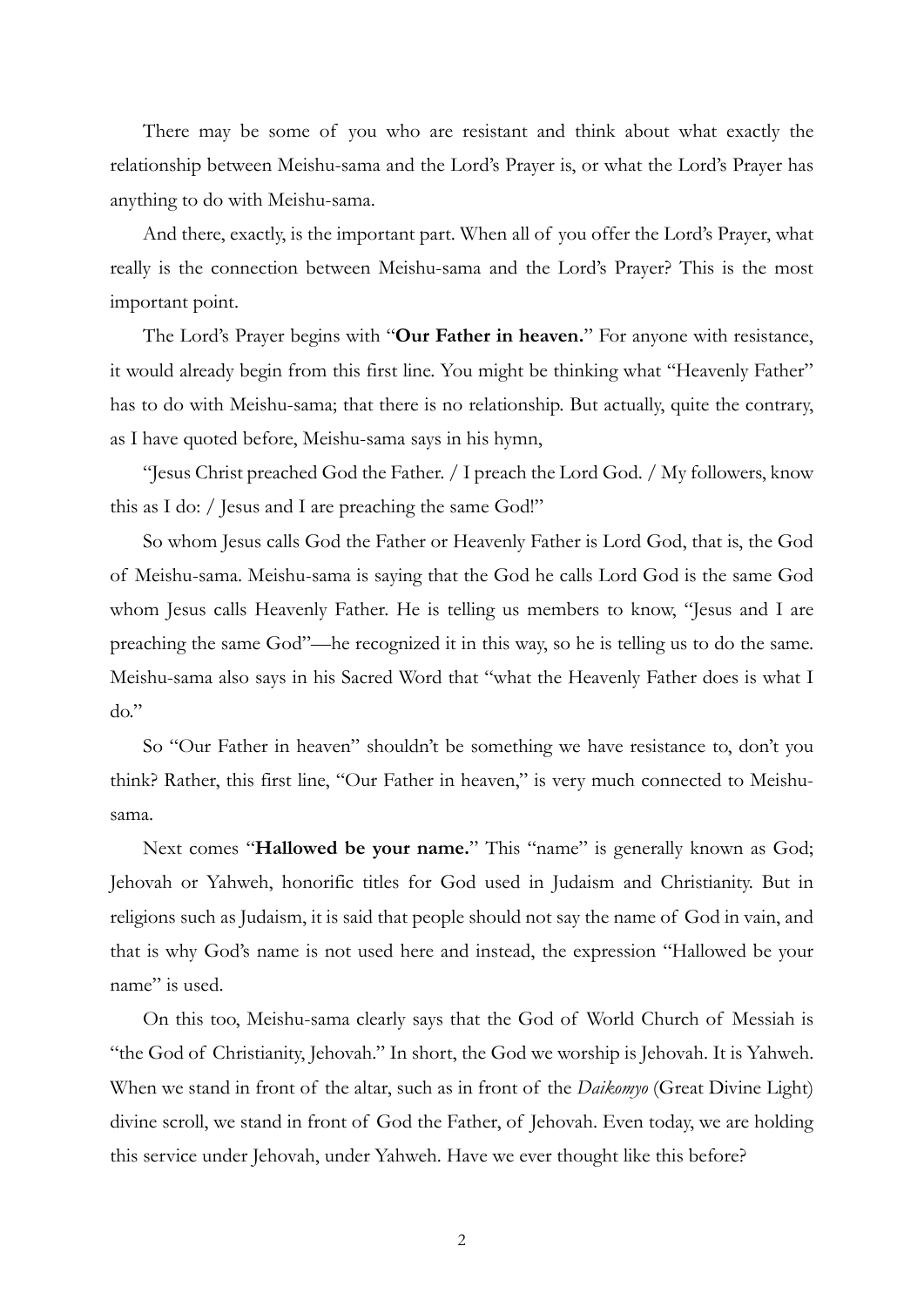There may be some of you who are resistant and think about what exactly the relationship between Meishu-sama and the Lord's Prayer is, or what the Lord's Prayer has anything to do with Meishu-sama.

And there, exactly, is the important part. When all of you offer the Lord's Prayer, what really is the connection between Meishu-sama and the Lord's Prayer? This is the most important point.

The Lord's Prayer begins with "**Our Father in heaven.**" For anyone with resistance, it would already begin from this first line. You might be thinking what "Heavenly Father" has to do with Meishu-sama; that there is no relationship. But actually, quite the contrary, as I have quoted before, Meishu-sama says in his hymn,

"Jesus Christ preached God the Father. / I preach the Lord God. / My followers, know this as I do: / Jesus and I are preaching the same God!"

So whom Jesus calls God the Father or Heavenly Father is Lord God, that is, the God of Meishu-sama. Meishu-sama is saying that the God he calls Lord God is the same God whom Jesus calls Heavenly Father. He is telling us members to know, "Jesus and I are preaching the same God"—he recognized it in this way, so he is telling us to do the same. Meishu-sama also says in his Sacred Word that "what the Heavenly Father does is what I do."

So "Our Father in heaven" shouldn't be something we have resistance to, don't you think? Rather, this first line, "Our Father in heaven," is very much connected to Meishu-sama.

Next comes "**Hallowed be your name.**" This "name" is generally known as God; Jehovah or Yahweh, honorific titles for God used in Judaism and Christianity. But in religions such as Judaism, it is said that people should not say the name of God in vain, and that is why God's name is not used here and instead, the expression "Hallowed be your name" is used.

On this too, Meishu-sama clearly says that the God of World Church of Messiah is "the God of Christianity, Jehovah." In short, the God we worship is Jehovah. It is Yahweh. When we stand in front of the altar, such as in front of the *Daikomyo* (Great Divine Light) divine scroll, we stand in front of God the Father, of Jehovah. Even today, we are holding this service under Jehovah, under Yahweh. Have we ever thought like this before?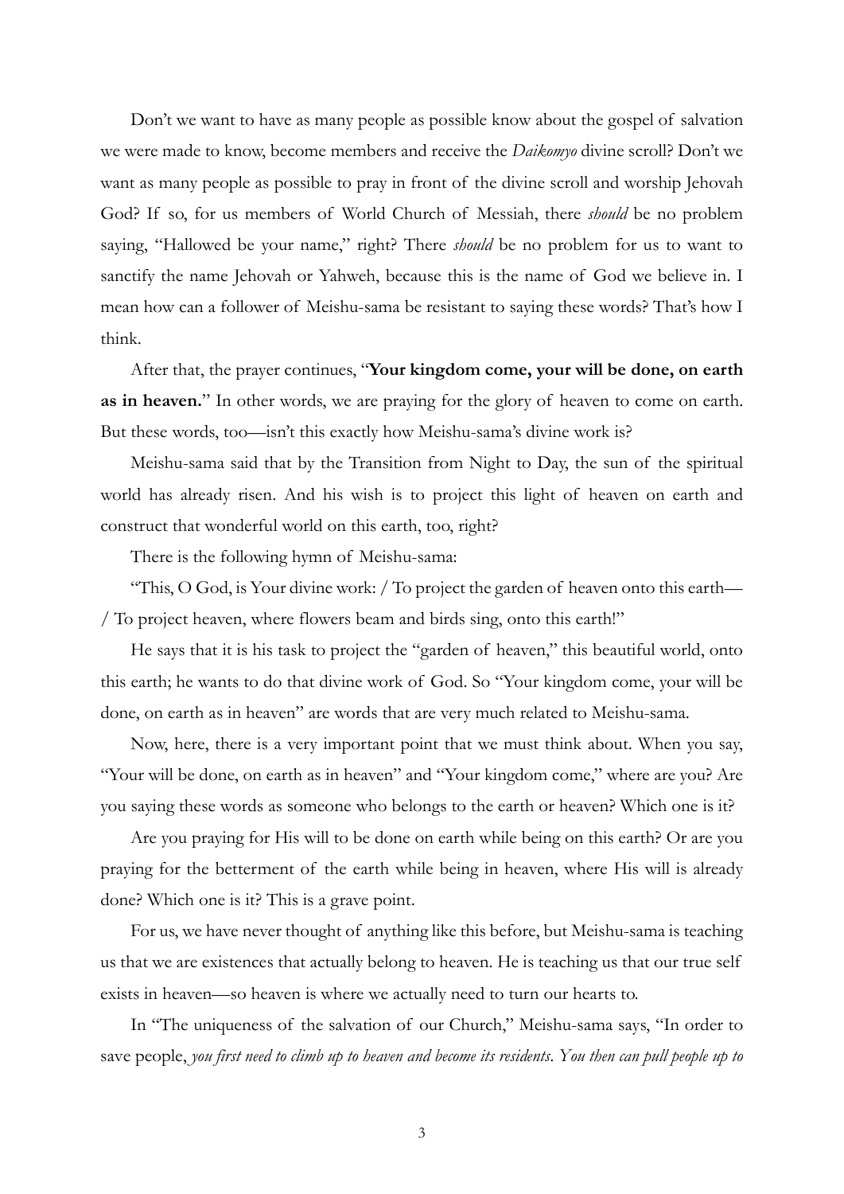Don't we want to have as many people as possible know about the gospel of salvation we were made to know, become members and receive the *Daikomyo* divine scroll? Don't we want as many people as possible to pray in front of the divine scroll and worship Jehovah God? If so, for us members of World Church of Messiah, there *should* be no problem saying, "Hallowed be your name," right? There *should* be no problem for us to want to sanctify the name Jehovah or Yahweh, because this is the name of God we believe in. I mean how can a follower of Meishu-sama be resistant to saying these words? That's how I think.

After that, the prayer continues, "**Your kingdom come, your will be done, on earth as in heaven.**" In other words, we are praying for the glory of heaven to come on earth. But these words, too—isn't this exactly how Meishu-sama's divine work is?

Meishu-sama said that by the Transition from Night to Day, the sun of the spiritual world has already risen. And his wish is to project this light of heaven on earth and construct that wonderful world on this earth, too, right?

There is the following hymn of Meishu-sama:

"This, O God, is Your divine work: / To project the garden of heaven onto this earth— / To project heaven, where flowers beam and birds sing, onto this earth!"

He says that it is his task to project the "garden of heaven," this beautiful world, onto this earth; he wants to do that divine work of God. So "Your kingdom come, your will be done, on earth as in heaven" are words that are very much related to Meishu-sama.

Now, here, there is a very important point that we must think about. When you say, "Your will be done, on earth as in heaven" and "Your kingdom come," where are you? Are you saying these words as someone who belongs to the earth or heaven? Which one is it?

Are you praying for His will to be done on earth while being on this earth? Or are you praying for the betterment of the earth while being in heaven, where His will is already done? Which one is it? This is a grave point.

For us, we have never thought of anything like this before, but Meishu-sama is teaching us that we are existences that actually belong to heaven. He is teaching us that our true self exists in heaven—so heaven is where we actually need to turn our hearts to.

In "The uniqueness of the salvation of our Church," Meishu-sama says, "In order to save people, *you first need to climb up to heaven and become its residents*. *You then can pull people up to*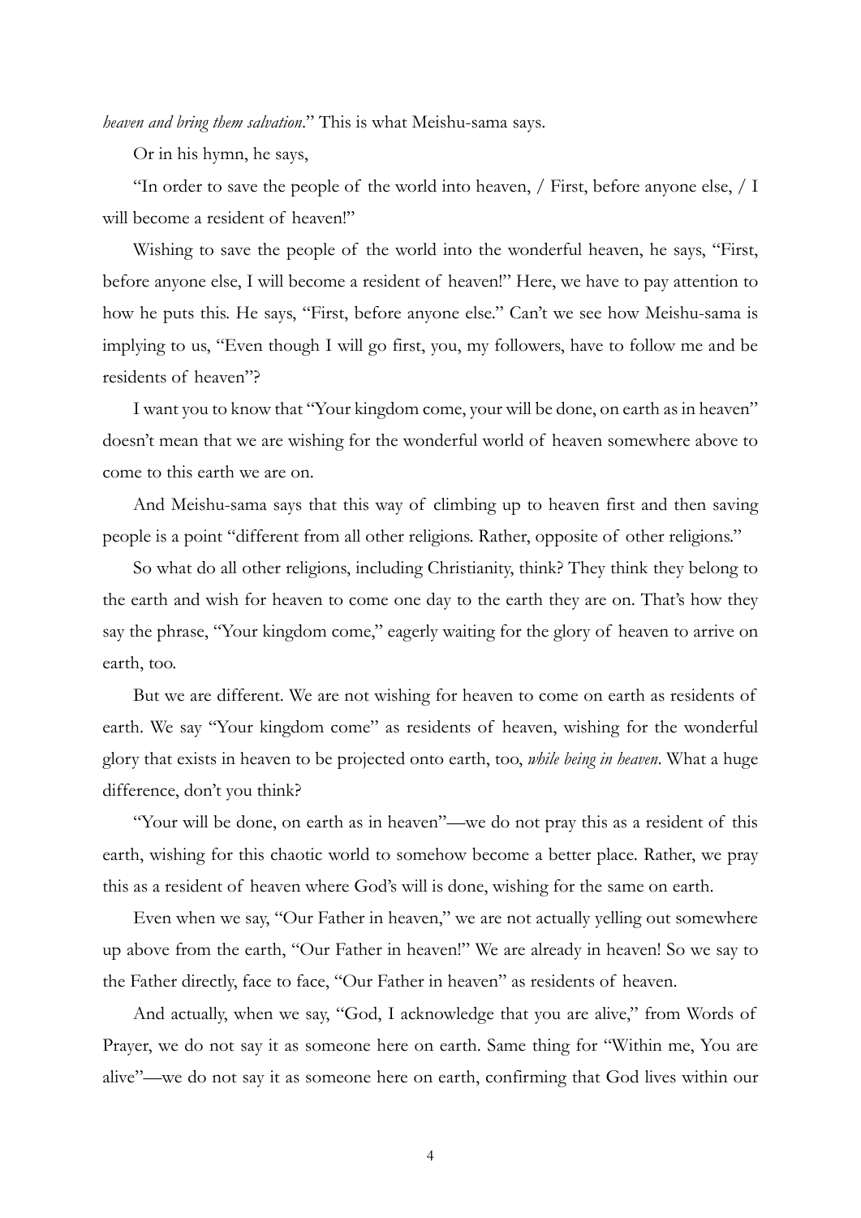*heaven and bring them salvation*." This is what Meishu-sama says.

Or in his hymn, he says,

"In order to save the people of the world into heaven, / First, before anyone else, / I will become a resident of heaven!"

Wishing to save the people of the world into the wonderful heaven, he says, "First, before anyone else, I will become a resident of heaven!" Here, we have to pay attention to how he puts this. He says, "First, before anyone else." Can't we see how Meishu-sama is implying to us, "Even though I will go first, you, my followers, have to follow me and be residents of heaven"?

I want you to know that "Your kingdom come, your will be done, on earth as in heaven" doesn't mean that we are wishing for the wonderful world of heaven somewhere above to come to this earth we are on.

And Meishu-sama says that this way of climbing up to heaven first and then saving people is a point "different from all other religions. Rather, opposite of other religions."

So what do all other religions, including Christianity, think? They think they belong to the earth and wish for heaven to come one day to the earth they are on. That's how they say the phrase, "Your kingdom come," eagerly waiting for the glory of heaven to arrive on earth, too.

But we are different. We are not wishing for heaven to come on earth as residents of earth. We say "Your kingdom come" as residents of heaven, wishing for the wonderful glory that exists in heaven to be projected onto earth, too, *while being in heaven*. What a huge difference, don't you think?

"Your will be done, on earth as in heaven"—we do not pray this as a resident of this earth, wishing for this chaotic world to somehow become a better place. Rather, we pray this as a resident of heaven where God's will is done, wishing for the same on earth.

Even when we say, "Our Father in heaven," we are not actually yelling out somewhere up above from the earth, "Our Father in heaven!" We are already in heaven! So we say to the Father directly, face to face, "Our Father in heaven" as residents of heaven.

And actually, when we say, "God, I acknowledge that you are alive," from Words of Prayer, we do not say it as someone here on earth. Same thing for "Within me, You are alive"—we do not say it as someone here on earth, confirming that God lives within our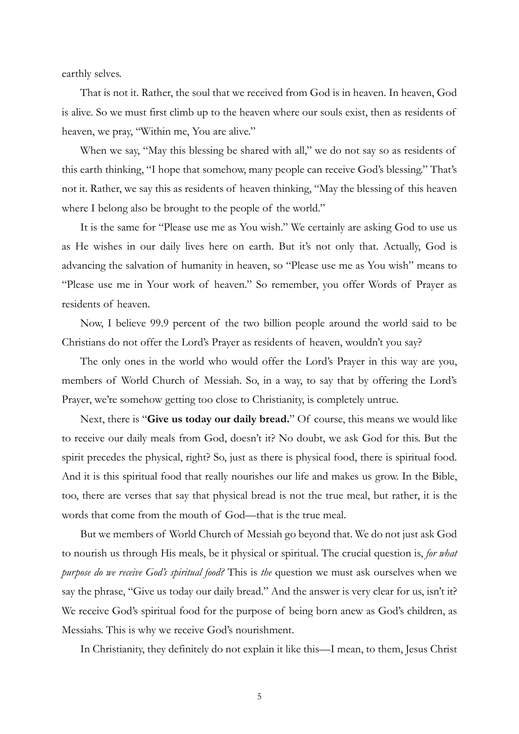earthly selves.

That is not it. Rather, the soul that we received from God is in heaven. In heaven, God is alive. So we must first climb up to the heaven where our souls exist, then as residents of heaven, we pray, "Within me, You are alive."

When we say, "May this blessing be shared with all," we do not say so as residents of this earth thinking, "I hope that somehow, many people can receive God's blessing." That's not it. Rather, we say this as residents of heaven thinking, "May the blessing of this heaven where I belong also be brought to the people of the world."

It is the same for "Please use me as You wish." We certainly are asking God to use us as He wishes in our daily lives here on earth. But it's not only that. Actually, God is advancing the salvation of humanity in heaven, so "Please use me as You wish" means to "Please use me in Your work of heaven." So remember, you offer Words of Prayer as residents of heaven.

Now, I believe 99.9 percent of the two billion people around the world said to be Christians do not offer the Lord's Prayer as residents of heaven, wouldn't you say?

The only ones in the world who would offer the Lord's Prayer in this way are you, members of World Church of Messiah. So, in a way, to say that by offering the Lord's Prayer, we're somehow getting too close to Christianity, is completely untrue.

Next, there is "**Give us today our daily bread.**" Of course, this means we would like to receive our daily meals from God, doesn't it? No doubt, we ask God for this. But the spirit precedes the physical, right? So, just as there is physical food, there is spiritual food. And it is this spiritual food that really nourishes our life and makes us grow. In the Bible, too, there are verses that say that physical bread is not the true meal, but rather, it is the words that come from the mouth of God—that is the true meal.

But we members of World Church of Messiah go beyond that. We do not just ask God to nourish us through His meals, be it physical or spiritual. The crucial question is, *for what purpose do we receive God's spiritual food?* This is *the* question we must ask ourselves when we say the phrase, "Give us today our daily bread." And the answer is very clear for us, isn't it? We receive God's spiritual food for the purpose of being born anew as God's children, as Messiahs. This is why we receive God's nourishment.

In Christianity, they definitely do not explain it like this—I mean, to them, Jesus Christ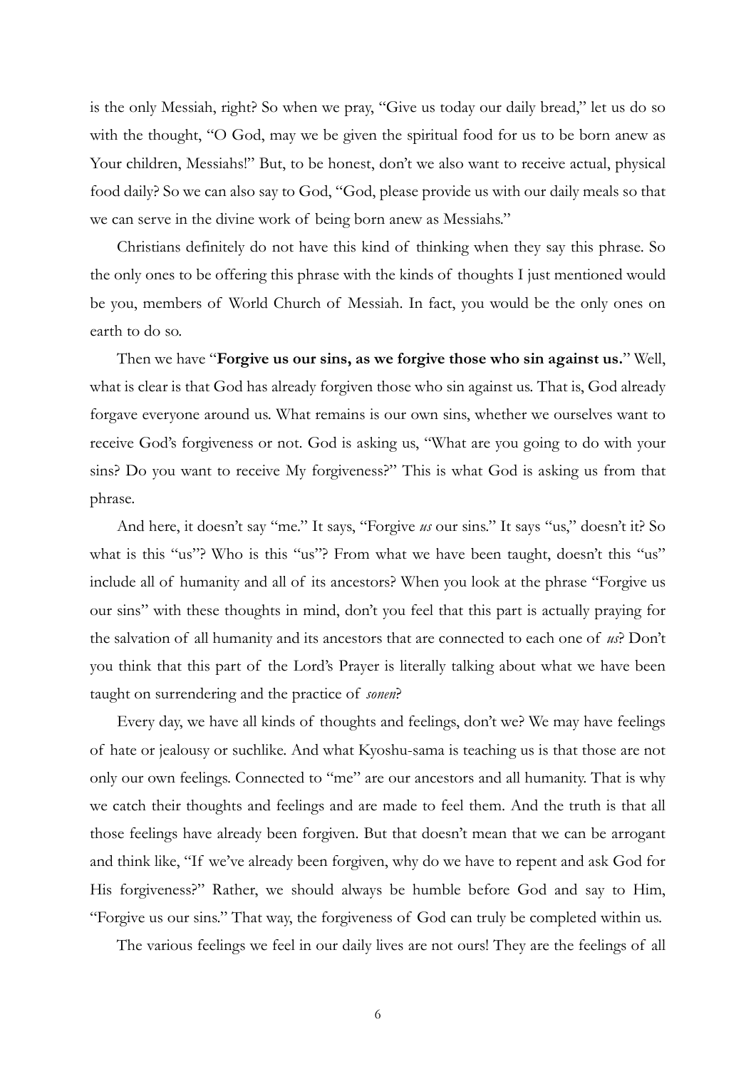is the only Messiah, right? So when we pray, "Give us today our daily bread," let us do so with the thought, "O God, may we be given the spiritual food for us to be born anew as Your children, Messiahs!" But, to be honest, don't we also want to receive actual, physical food daily? So we can also say to God, "God, please provide us with our daily meals so that we can serve in the divine work of being born anew as Messiahs."

Christians definitely do not have this kind of thinking when they say this phrase. So the only ones to be offering this phrase with the kinds of thoughts I just mentioned would be you, members of World Church of Messiah. In fact, you would be the only ones on earth to do so.

Then we have "**Forgive us our sins, as we forgive those who sin against us.**" Well, what is clear is that God has already forgiven those who sin against us. That is, God already forgave everyone around us. What remains is our own sins, whether we ourselves want to receive God's forgiveness or not. God is asking us, "What are you going to do with your sins? Do you want to receive My forgiveness?" This is what God is asking us from that phrase.

And here, it doesn't say "me." It says, "Forgive *us* our sins." It says "us," doesn't it? So what is this "us"? Who is this "us"? From what we have been taught, doesn't this "us" include all of humanity and all of its ancestors? When you look at the phrase "Forgive us our sins" with these thoughts in mind, don't you feel that this part is actually praying for the salvation of all humanity and its ancestors that are connected to each one of *us*? Don't you think that this part of the Lord's Prayer is literally talking about what we have been taught on surrendering and the practice of *sonen*?

Every day, we have all kinds of thoughts and feelings, don't we? We may have feelings of hate or jealousy or suchlike. And what Kyoshu-sama is teaching us is that those are not only our own feelings. Connected to "me" are our ancestors and all humanity. That is why we catch their thoughts and feelings and are made to feel them. And the truth is that all those feelings have already been forgiven. But that doesn't mean that we can be arrogant and think like, "If we've already been forgiven, why do we have to repent and ask God for His forgiveness?" Rather, we should always be humble before God and say to Him, "Forgive us our sins." That way, the forgiveness of God can truly be completed within us.

The various feelings we feel in our daily lives are not ours! They are the feelings of all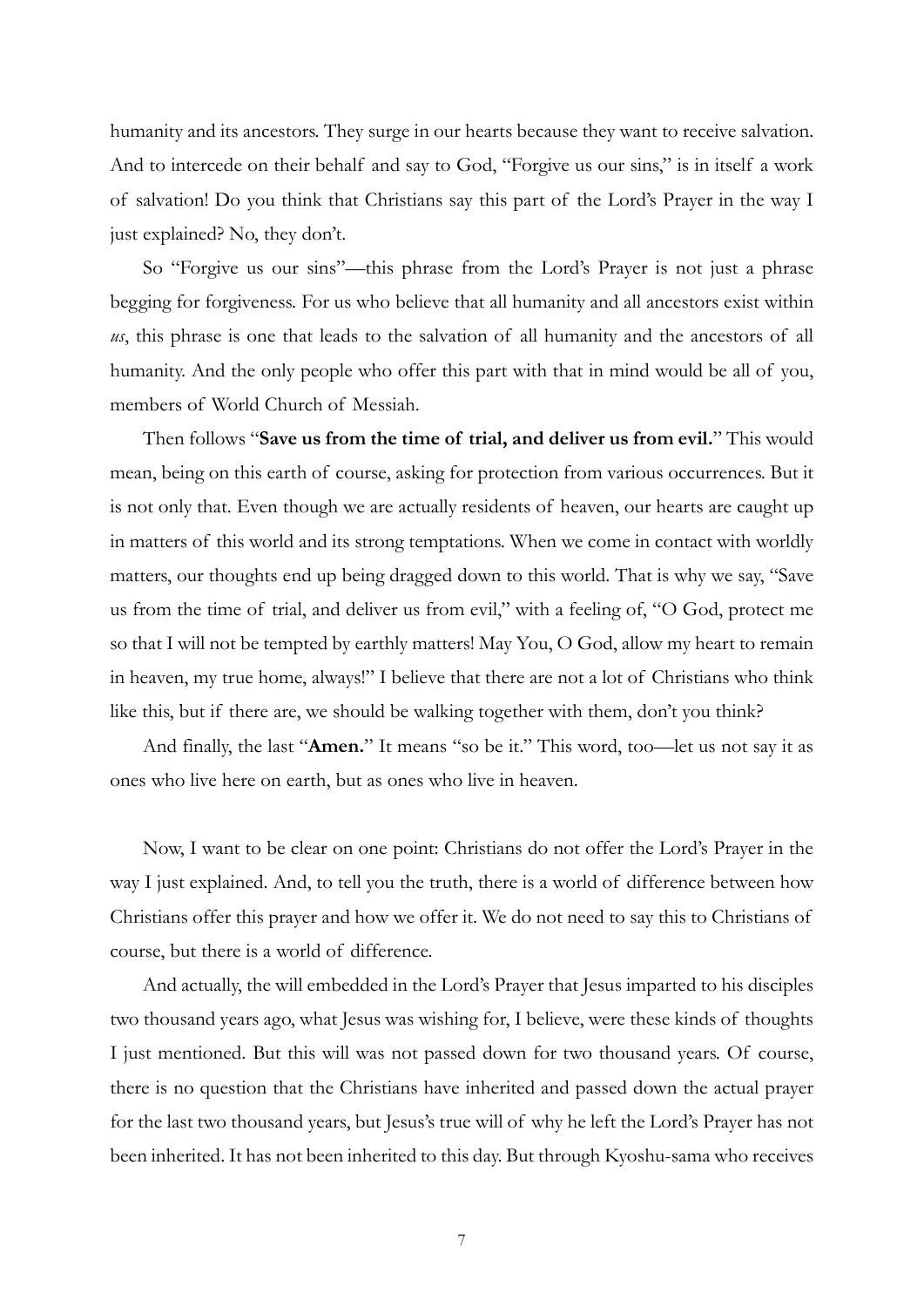humanity and its ancestors. They surge in our hearts because they want to receive salvation. And to intercede on their behalf and say to God, "Forgive us our sins," is in itself a work of salvation! Do you think that Christians say this part of the Lord's Prayer in the way I just explained? No, they don't.

So "Forgive us our sins"—this phrase from the Lord's Prayer is not just a phrase begging for forgiveness. For us who believe that all humanity and all ancestors exist within *us*, this phrase is one that leads to the salvation of all humanity and the ancestors of all humanity. And the only people who offer this part with that in mind would be all of you, members of World Church of Messiah.

Then follows "**Save us from the time of trial, and deliver us from evil.**" This would mean, being on this earth of course, asking for protection from various occurrences. But it is not only that. Even though we are actually residents of heaven, our hearts are caught up in matters of this world and its strong temptations. When we come in contact with worldly matters, our thoughts end up being dragged down to this world. That is why we say, "Save us from the time of trial, and deliver us from evil," with a feeling of, "O God, protect me so that I will not be tempted by earthly matters! May You, O God, allow my heart to remain in heaven, my true home, always!" I believe that there are not a lot of Christians who think like this, but if there are, we should be walking together with them, don't you think?

And finally, the last "**Amen.**" It means "so be it." This word, too—let us not say it as ones who live here on earth, but as ones who live in heaven.

Now, I want to be clear on one point: Christians do not offer the Lord's Prayer in the way I just explained. And, to tell you the truth, there is a world of difference between how Christians offer this prayer and how we offer it. We do not need to say this to Christians of course, but there is a world of difference.

And actually, the will embedded in the Lord's Prayer that Jesus imparted to his disciples two thousand years ago, what Jesus was wishing for, I believe, were these kinds of thoughts I just mentioned. But this will was not passed down for two thousand years. Of course, there is no question that the Christians have inherited and passed down the actual prayer for the last two thousand years, but Jesus's true will of why he left the Lord's Prayer has not been inherited. It has not been inherited to this day. But through Kyoshu-sama who receives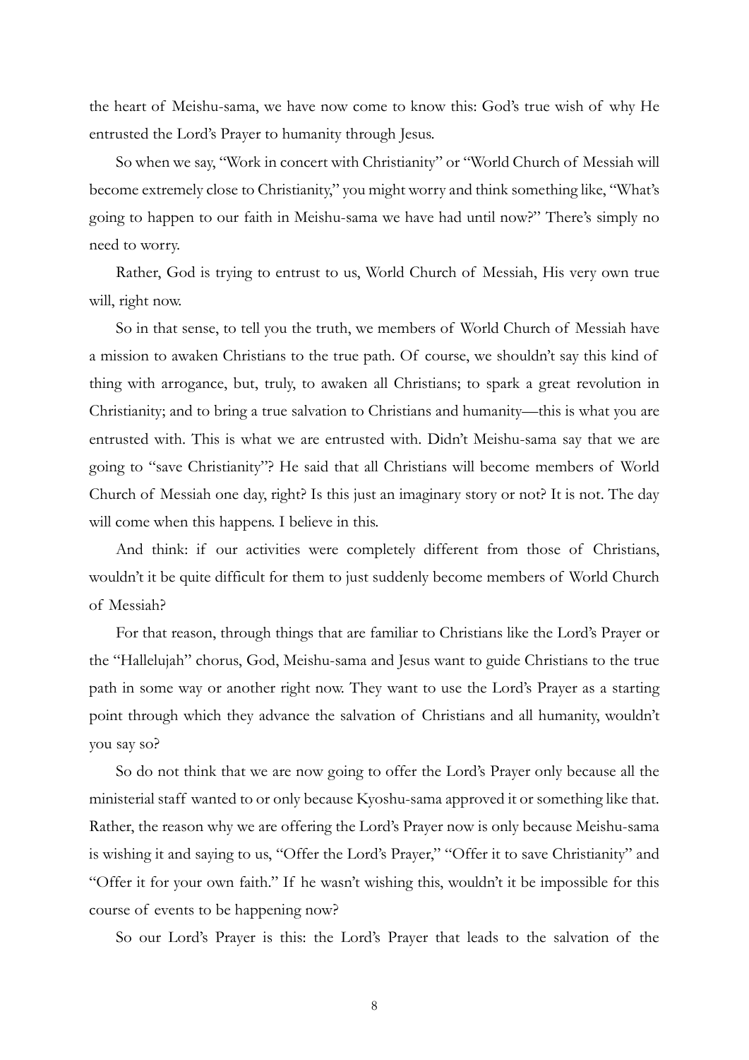the heart of Meishu-sama, we have now come to know this: God's true wish of why He entrusted the Lord's Prayer to humanity through Jesus.

So when we say, "Work in concert with Christianity" or "World Church of Messiah will become extremely close to Christianity," you might worry and think something like, "What's going to happen to our faith in Meishu-sama we have had until now?" There's simply no need to worry.

Rather, God is trying to entrust to us, World Church of Messiah, His very own true will, right now.

So in that sense, to tell you the truth, we members of World Church of Messiah have a mission to awaken Christians to the true path. Of course, we shouldn't say this kind of thing with arrogance, but, truly, to awaken all Christians; to spark a great revolution in Christianity; and to bring a true salvation to Christians and humanity—this is what you are entrusted with. This is what we are entrusted with. Didn't Meishu-sama say that we are going to "save Christianity"? He said that all Christians will become members of World Church of Messiah one day, right? Is this just an imaginary story or not? It is not. The day will come when this happens. I believe in this.

And think: if our activities were completely different from those of Christians, wouldn't it be quite difficult for them to just suddenly become members of World Church of Messiah?

For that reason, through things that are familiar to Christians like the Lord's Prayer or the "Hallelujah" chorus, God, Meishu-sama and Jesus want to guide Christians to the true path in some way or another right now. They want to use the Lord's Prayer as a starting point through which they advance the salvation of Christians and all humanity, wouldn't you say so?

So do not think that we are now going to offer the Lord's Prayer only because all the ministerial staff wanted to or only because Kyoshu-sama approved it or something like that. Rather, the reason why we are offering the Lord's Prayer now is only because Meishu-sama is wishing it and saying to us, "Offer the Lord's Prayer," "Offer it to save Christianity" and "Offer it for your own faith." If he wasn't wishing this, wouldn't it be impossible for this course of events to be happening now?

So our Lord's Prayer is this: the Lord's Prayer that leads to the salvation of the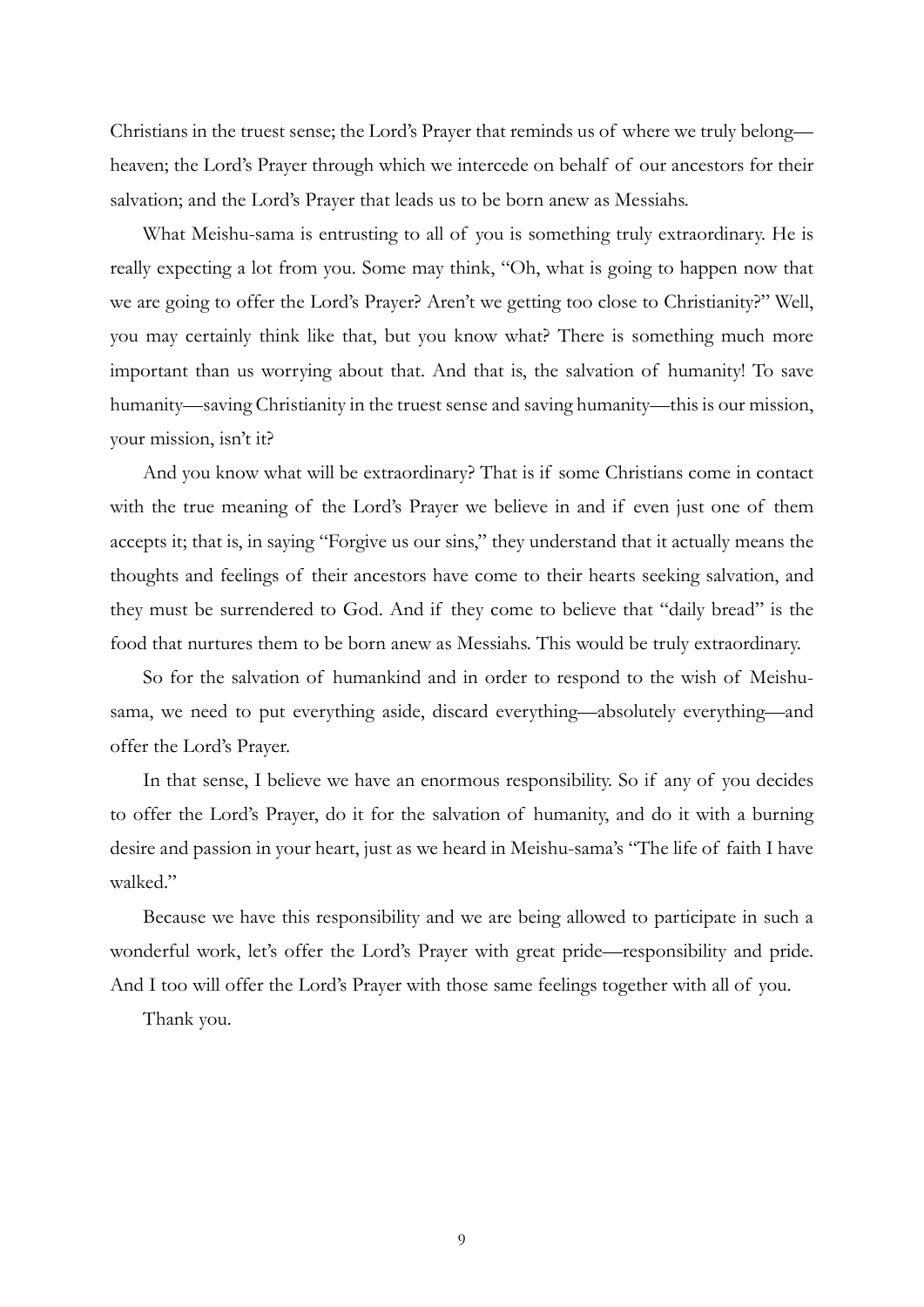Christians in the truest sense; the Lord's Prayer that reminds us of where we truly belong—heaven; the Lord's Prayer through which we intercede on behalf of our ancestors for their salvation; and the Lord's Prayer that leads us to be born anew as Messiahs.

What Meishu-sama is entrusting to all of you is something truly extraordinary. He is really expecting a lot from you. Some may think, "Oh, what is going to happen now that we are going to offer the Lord's Prayer? Aren't we getting too close to Christianity?" Well, you may certainly think like that, but you know what? There is something much more important than us worrying about that. And that is, the salvation of humanity! To save humanity—saving Christianity in the truest sense and saving humanity—this is our mission, your mission, isn't it?

And you know what will be extraordinary? That is if some Christians come in contact with the true meaning of the Lord's Prayer we believe in and if even just one of them accepts it; that is, in saying "Forgive us our sins," they understand that it actually means the thoughts and feelings of their ancestors have come to their hearts seeking salvation, and they must be surrendered to God. And if they come to believe that "daily bread" is the food that nurtures them to be born anew as Messiahs. This would be truly extraordinary.

So for the salvation of humankind and in order to respond to the wish of Meishu-sama, we need to put everything aside, discard everything—absolutely everything—and offer the Lord's Prayer.

In that sense, I believe we have an enormous responsibility. So if any of you decides to offer the Lord's Prayer, do it for the salvation of humanity, and do it with a burning desire and passion in your heart, just as we heard in Meishu-sama's "The life of faith I have walked."

Because we have this responsibility and we are being allowed to participate in such a wonderful work, let's offer the Lord's Prayer with great pride—responsibility and pride. And I too will offer the Lord's Prayer with those same feelings together with all of you.

Thank you.